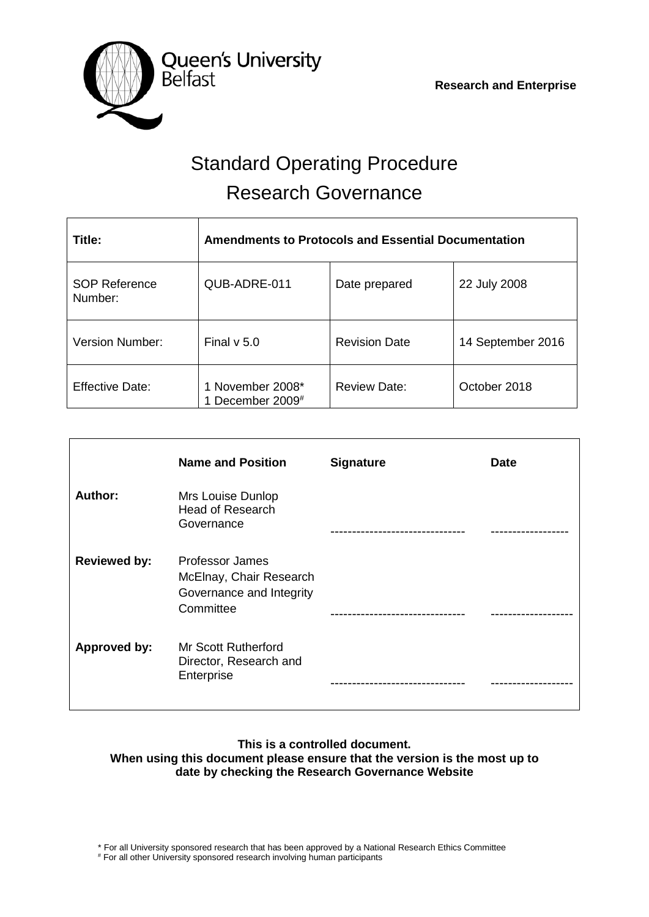Queen's University Belfast

**Research and Enterprise**

# Standard Operating Procedure
# Research Governance

| **Title:** | **Amendments to Protocols and Essential Documentation** | | |
|---|---|---|---|
| SOP Reference Number: | QUB-ADRE-011 | Date prepared | 22 July 2008 |
| Version Number: | Final v 5.0 | Revision Date | 14 September 2016 |
| Effective Date: | 1 November 2008*<br>1 December 2009# | Review Date: | October 2018 |

| | **Name and Position** | **Signature** | **Date** |
|---|---|---|---|
| **Author:** | Mrs Louise Dunlop<br>Head of Research Governance | ------------------------------ | ----------------- |
| **Reviewed by:** | Professor James McElnay, Chair Research Governance and Integrity Committee | ------------------------------ | ------------------ |
| **Approved by:** | Mr Scott Rutherford<br>Director, Research and Enterprise | ------------------------------ | ------------------ |

**This is a controlled document.**
**When using this document please ensure that the version is the most up to date by checking the Research Governance Website**

* For all University sponsored research that has been approved by a National Research Ethics Committee
# For all other University sponsored research involving human participants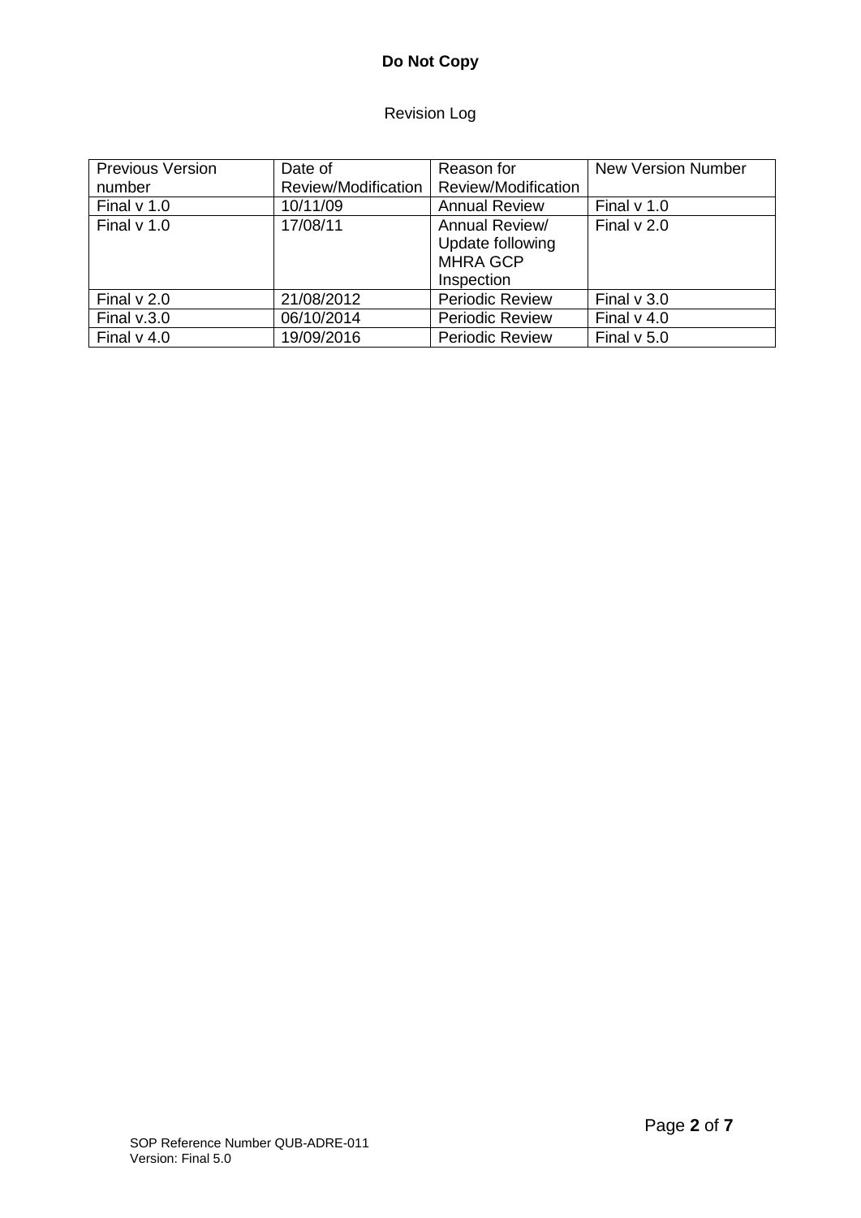**Do Not Copy**

Revision Log

| Previous Version number | Date of Review/Modification | Reason for Review/Modification | New Version Number |
|---|---|---|---|
| Final v 1.0 | 10/11/09 | Annual Review | Final v 1.0 |
| Final v 1.0 | 17/08/11 | Annual Review/ Update following MHRA GCP Inspection | Final v 2.0 |
| Final v 2.0 | 21/08/2012 | Periodic Review | Final v 3.0 |
| Final v.3.0 | 06/10/2014 | Periodic Review | Final v 4.0 |
| Final v 4.0 | 19/09/2016 | Periodic Review | Final v 5.0 |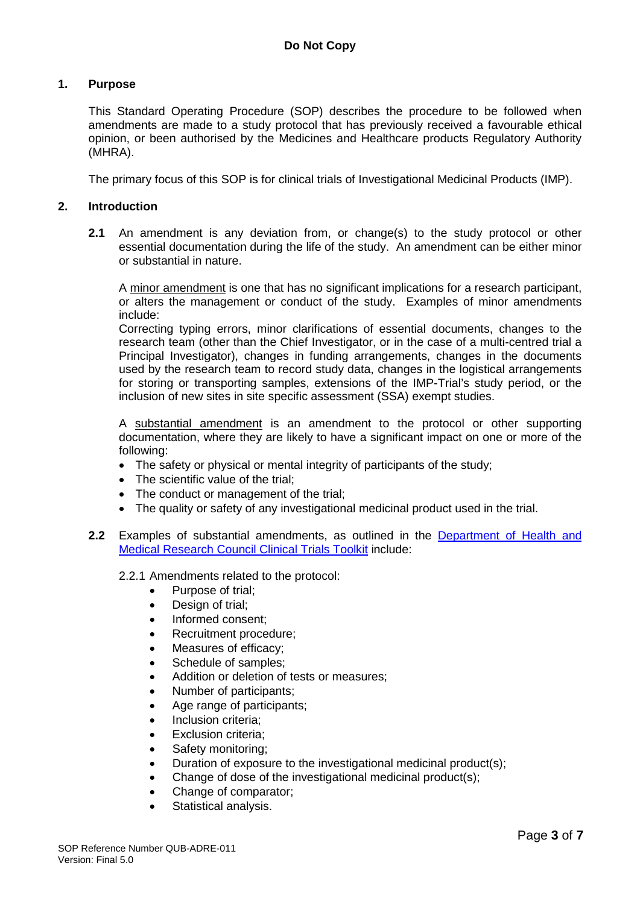## 1. Purpose

This Standard Operating Procedure (SOP) describes the procedure to be followed when amendments are made to a study protocol that has previously received a favourable ethical opinion, or been authorised by the Medicines and Healthcare products Regulatory Authority (MHRA).

The primary focus of this SOP is for clinical trials of Investigational Medicinal Products (IMP).

## 2. Introduction

**2.1** An amendment is any deviation from, or change(s) to the study protocol or other essential documentation during the life of the study. An amendment can be either minor or substantial in nature.

A minor amendment is one that has no significant implications for a research participant, or alters the management or conduct of the study. Examples of minor amendments include:
Correcting typing errors, minor clarifications of essential documents, changes to the research team (other than the Chief Investigator, or in the case of a multi-centred trial a Principal Investigator), changes in funding arrangements, changes in the documents used by the research team to record study data, changes in the logistical arrangements for storing or transporting samples, extensions of the IMP-Trial's study period, or the inclusion of new sites in site specific assessment (SSA) exempt studies.

A substantial amendment is an amendment to the protocol or other supporting documentation, where they are likely to have a significant impact on one or more of the following:

- The safety or physical or mental integrity of participants of the study;
- The scientific value of the trial;
- The conduct or management of the trial;
- The quality or safety of any investigational medicinal product used in the trial.

**2.2** Examples of substantial amendments, as outlined in the [Department of Health and Medical Research Council Clinical Trials Toolkit]() include:

2.2.1 Amendments related to the protocol:

- Purpose of trial;
- Design of trial;
- Informed consent;
- Recruitment procedure;
- Measures of efficacy;
- Schedule of samples;
- Addition or deletion of tests or measures;
- Number of participants;
- Age range of participants;
- Inclusion criteria;
- Exclusion criteria;
- Safety monitoring;
- Duration of exposure to the investigational medicinal product(s);
- Change of dose of the investigational medicinal product(s);
- Change of comparator;
- Statistical analysis.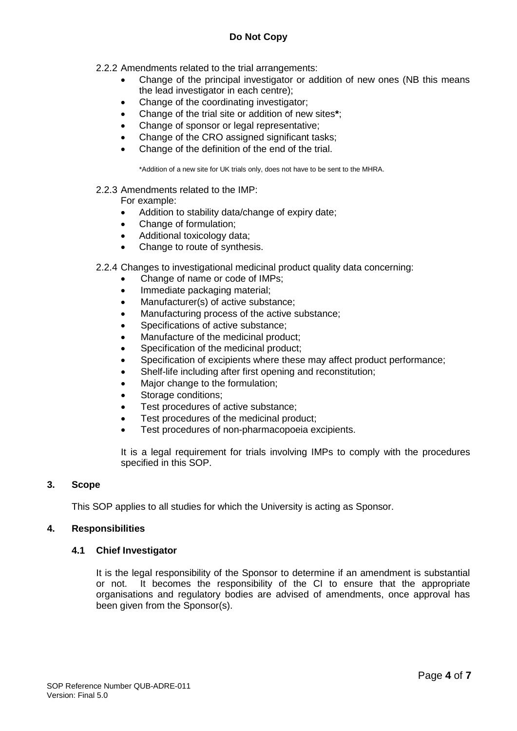2.2.2 Amendments related to the trial arrangements:

- Change of the principal investigator or addition of new ones (NB this means the lead investigator in each centre);
- Change of the coordinating investigator;
- Change of the trial site or addition of new sites**\***;
- Change of sponsor or legal representative;
- Change of the CRO assigned significant tasks;
- Change of the definition of the end of the trial.

\*Addition of a new site for UK trials only, does not have to be sent to the MHRA.

2.2.3 Amendments related to the IMP:

For example:

- Addition to stability data/change of expiry date;
- Change of formulation;
- Additional toxicology data;
- Change to route of synthesis.

2.2.4 Changes to investigational medicinal product quality data concerning:

- Change of name or code of IMPs;
- Immediate packaging material;
- Manufacturer(s) of active substance;
- Manufacturing process of the active substance;
- Specifications of active substance;
- Manufacture of the medicinal product;
- Specification of the medicinal product;
- Specification of excipients where these may affect product performance;
- Shelf-life including after first opening and reconstitution;
- Major change to the formulation;
- Storage conditions;
- Test procedures of active substance;
- Test procedures of the medicinal product;
- Test procedures of non-pharmacopoeia excipients.

It is a legal requirement for trials involving IMPs to comply with the procedures specified in this SOP.

## 3. Scope

This SOP applies to all studies for which the University is acting as Sponsor.

## 4. Responsibilities

### 4.1 Chief Investigator

It is the legal responsibility of the Sponsor to determine if an amendment is substantial or not. It becomes the responsibility of the CI to ensure that the appropriate organisations and regulatory bodies are advised of amendments, once approval has been given from the Sponsor(s).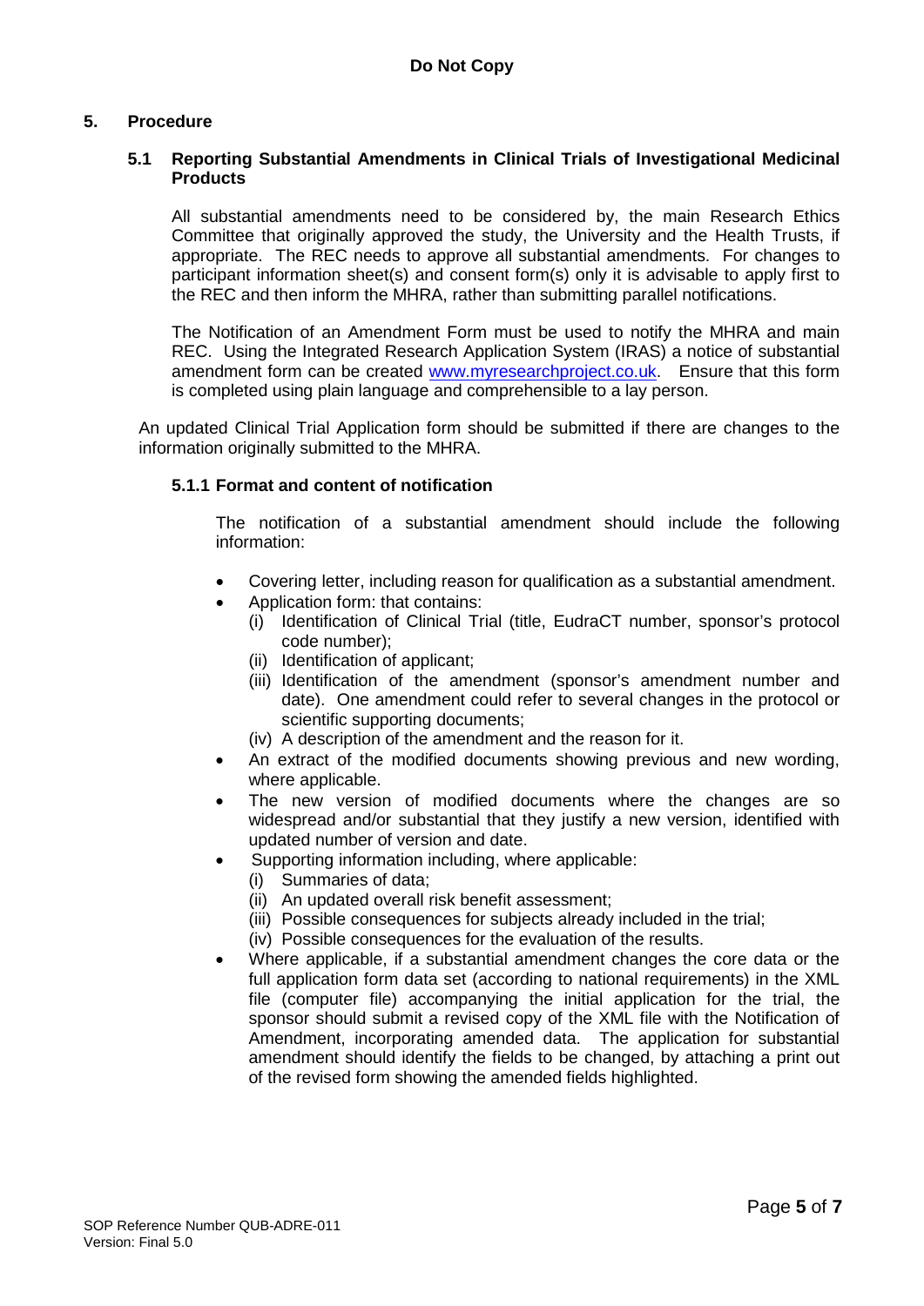**Do Not Copy**

## 5. Procedure

### 5.1 Reporting Substantial Amendments in Clinical Trials of Investigational Medicinal Products

All substantial amendments need to be considered by, the main Research Ethics Committee that originally approved the study, the University and the Health Trusts, if appropriate. The REC needs to approve all substantial amendments. For changes to participant information sheet(s) and consent form(s) only it is advisable to apply first to the REC and then inform the MHRA, rather than submitting parallel notifications.

The Notification of an Amendment Form must be used to notify the MHRA and main REC. Using the Integrated Research Application System (IRAS) a notice of substantial amendment form can be created [www.myresearchproject.co.uk](http://www.myresearchproject.co.uk). Ensure that this form is completed using plain language and comprehensible to a lay person.

An updated Clinical Trial Application form should be submitted if there are changes to the information originally submitted to the MHRA.

#### 5.1.1 Format and content of notification

The notification of a substantial amendment should include the following information:

- Covering letter, including reason for qualification as a substantial amendment.
- Application form: that contains:
  - (i) Identification of Clinical Trial (title, EudraCT number, sponsor's protocol code number);
  - (ii) Identification of applicant;
  - (iii) Identification of the amendment (sponsor's amendment number and date). One amendment could refer to several changes in the protocol or scientific supporting documents;
  - (iv) A description of the amendment and the reason for it.
- An extract of the modified documents showing previous and new wording, where applicable.
- The new version of modified documents where the changes are so widespread and/or substantial that they justify a new version, identified with updated number of version and date.
- Supporting information including, where applicable:
  - (i) Summaries of data;
  - (ii) An updated overall risk benefit assessment;
  - (iii) Possible consequences for subjects already included in the trial;
  - (iv) Possible consequences for the evaluation of the results.
- Where applicable, if a substantial amendment changes the core data or the full application form data set (according to national requirements) in the XML file (computer file) accompanying the initial application for the trial, the sponsor should submit a revised copy of the XML file with the Notification of Amendment, incorporating amended data. The application for substantial amendment should identify the fields to be changed, by attaching a print out of the revised form showing the amended fields highlighted.

SOP Reference Number QUB-ADRE-011
Version: Final 5.0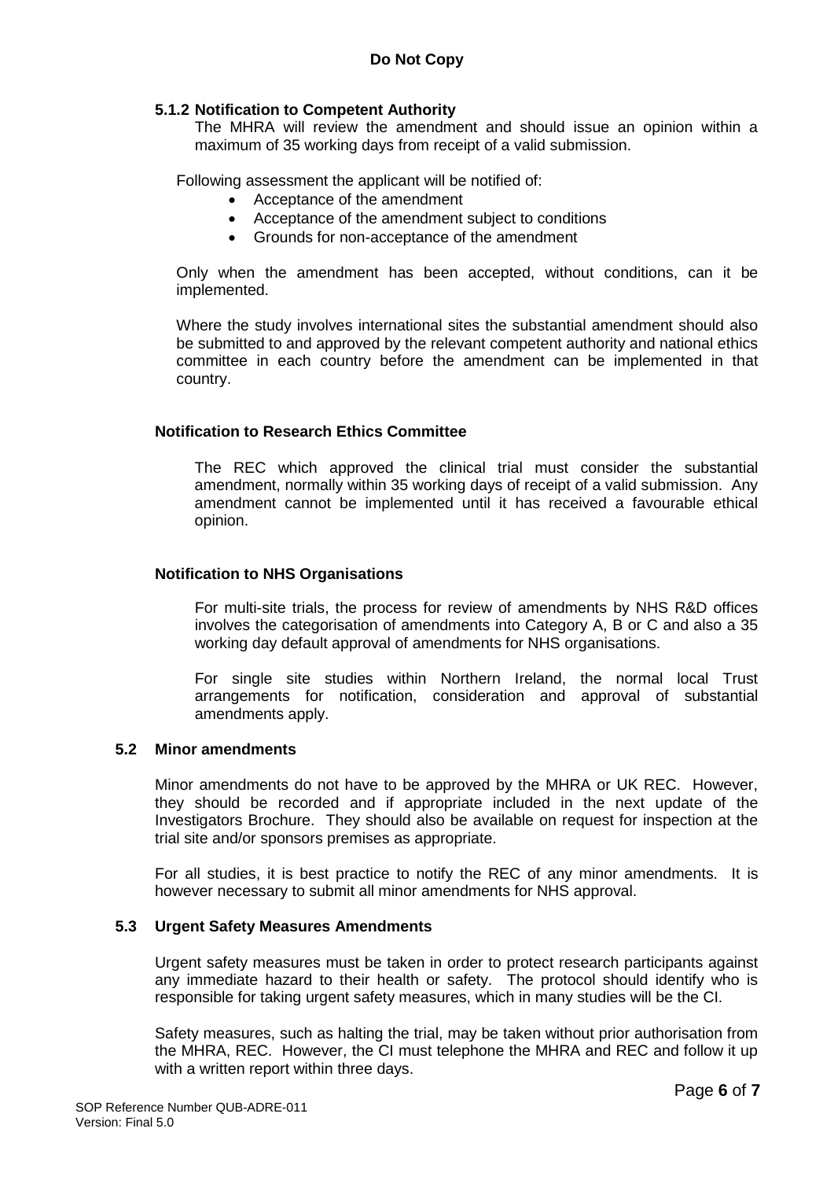#### 5.1.2 Notification to Competent Authority

The MHRA will review the amendment and should issue an opinion within a maximum of 35 working days from receipt of a valid submission.

Following assessment the applicant will be notified of:

- Acceptance of the amendment
- Acceptance of the amendment subject to conditions
- Grounds for non-acceptance of the amendment

Only when the amendment has been accepted, without conditions, can it be implemented.

Where the study involves international sites the substantial amendment should also be submitted to and approved by the relevant competent authority and national ethics committee in each country before the amendment can be implemented in that country.

#### Notification to Research Ethics Committee

The REC which approved the clinical trial must consider the substantial amendment, normally within 35 working days of receipt of a valid submission. Any amendment cannot be implemented until it has received a favourable ethical opinion.

#### Notification to NHS Organisations

For multi-site trials, the process for review of amendments by NHS R&D offices involves the categorisation of amendments into Category A, B or C and also a 35 working day default approval of amendments for NHS organisations.

For single site studies within Northern Ireland, the normal local Trust arrangements for notification, consideration and approval of substantial amendments apply.

### 5.2 Minor amendments

Minor amendments do not have to be approved by the MHRA or UK REC. However, they should be recorded and if appropriate included in the next update of the Investigators Brochure. They should also be available on request for inspection at the trial site and/or sponsors premises as appropriate.

For all studies, it is best practice to notify the REC of any minor amendments. It is however necessary to submit all minor amendments for NHS approval.

### 5.3 Urgent Safety Measures Amendments

Urgent safety measures must be taken in order to protect research participants against any immediate hazard to their health or safety. The protocol should identify who is responsible for taking urgent safety measures, which in many studies will be the CI.

Safety measures, such as halting the trial, may be taken without prior authorisation from the MHRA, REC. However, the CI must telephone the MHRA and REC and follow it up with a written report within three days.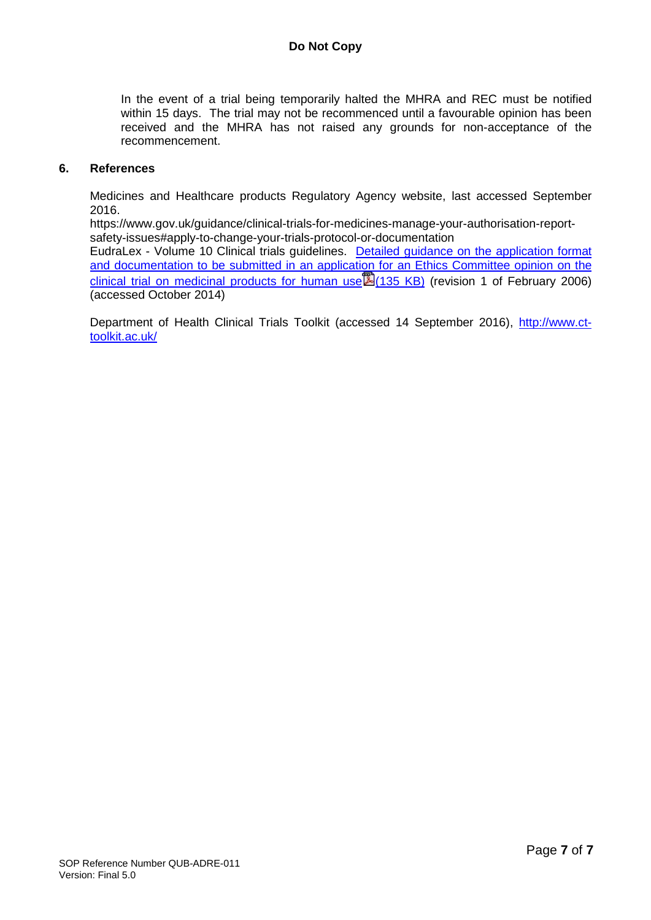In the event of a trial being temporarily halted the MHRA and REC must be notified within 15 days. The trial may not be recommenced until a favourable opinion has been received and the MHRA has not raised any grounds for non-acceptance of the recommencement.

## 6. References

Medicines and Healthcare products Regulatory Agency website, last accessed September 2016.
https://www.gov.uk/guidance/clinical-trials-for-medicines-manage-your-authorisation-report-safety-issues#apply-to-change-your-trials-protocol-or-documentation
EudraLex - Volume 10 Clinical trials guidelines. Detailed guidance on the application format and documentation to be submitted in an application for an Ethics Committee opinion on the clinical trial on medicinal products for human use (135 KB) (revision 1 of February 2006) (accessed October 2014)

Department of Health Clinical Trials Toolkit (accessed 14 September 2016), http://www.ct-toolkit.ac.uk/